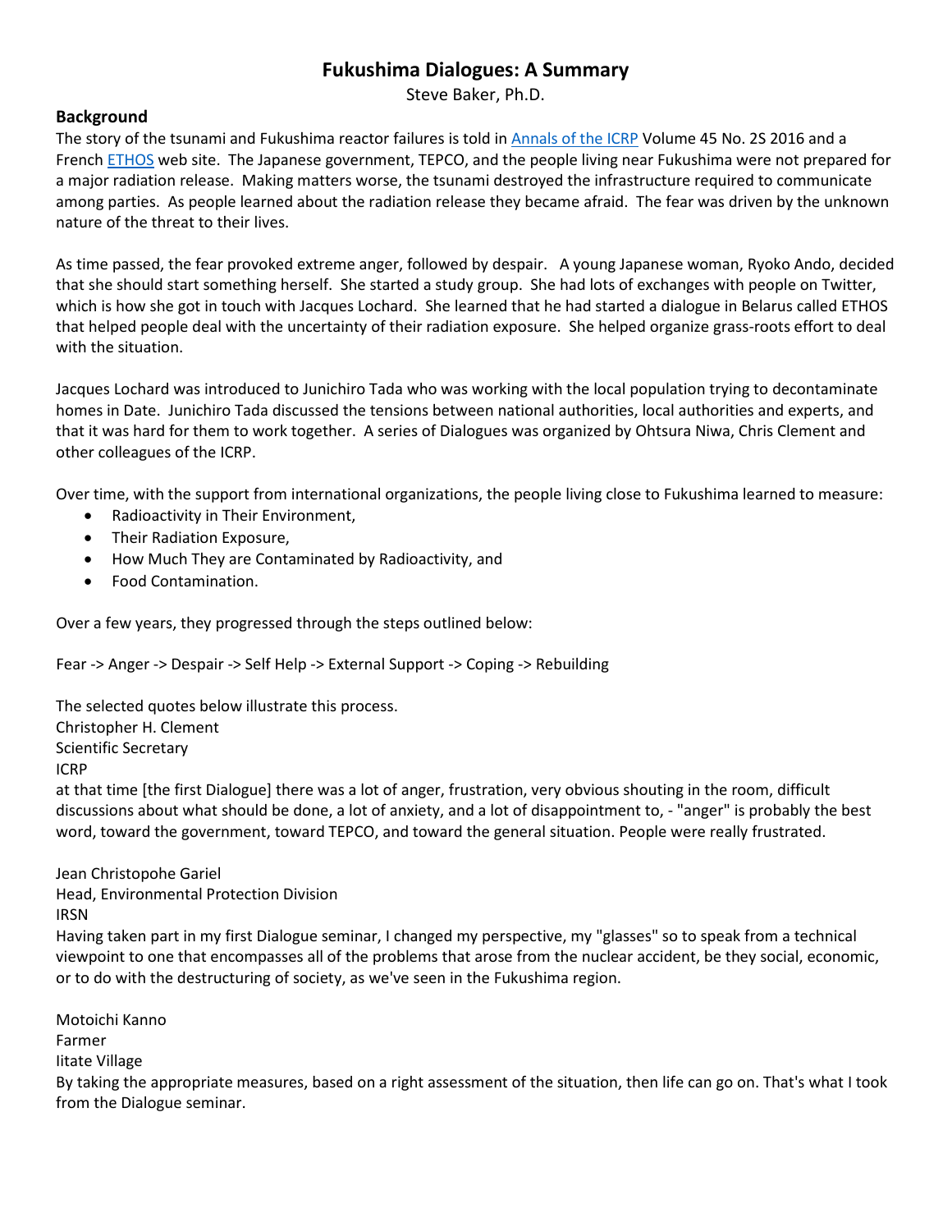# Fukushima Dialogues: A Summary

Steve Baker, Ph.D.

## Background

The story of the tsunami and Fukushima reactor failures is told in Annals of the ICRP Volume 45 No. 2S 2016 and a French ETHOS web site. The Japanese government, TEPCO, and the people living near Fukushima were not prepared for a major radiation release. Making matters worse, the tsunami destroyed the infrastructure required to communicate among parties. As people learned about the radiation release they became afraid. The fear was driven by the unknown nature of the threat to their lives.

As time passed, the fear provoked extreme anger, followed by despair. A young Japanese woman, Ryoko Ando, decided that she should start something herself. She started a study group. She had lots of exchanges with people on Twitter, which is how she got in touch with Jacques Lochard. She learned that he had started a dialogue in Belarus called ETHOS that helped people deal with the uncertainty of their radiation exposure. She helped organize grass-roots effort to deal with the situation.

Jacques Lochard was introduced to Junichiro Tada who was working with the local population trying to decontaminate homes in Date. Junichiro Tada discussed the tensions between national authorities, local authorities and experts, and that it was hard for them to work together. A series of Dialogues was organized by Ohtsura Niwa, Chris Clement and other colleagues of the ICRP.

Over time, with the support from international organizations, the people living close to Fukushima learned to measure:

- Radioactivity in Their Environment,
- Their Radiation Exposure,
- How Much They are Contaminated by Radioactivity, and
- Food Contamination.

Over a few years, they progressed through the steps outlined below:

Fear -> Anger -> Despair -> Self Help -> External Support -> Coping -> Rebuilding

The selected quotes below illustrate this process.

Christopher H. Clement
Scientific Secretary
ICRP
at that time [the first Dialogue] there was a lot of anger, frustration, very obvious shouting in the room, difficult discussions about what should be done, a lot of anxiety, and a lot of disappointment to, - "anger" is probably the best word, toward the government, toward TEPCO, and toward the general situation. People were really frustrated.

Jean Christopohe Gariel
Head, Environmental Protection Division
IRSN
Having taken part in my first Dialogue seminar, I changed my perspective, my "glasses" so to speak from a technical viewpoint to one that encompasses all of the problems that arose from the nuclear accident, be they social, economic, or to do with the destructuring of society, as we've seen in the Fukushima region.

Motoichi Kanno
Farmer
Iitate Village
By taking the appropriate measures, based on a right assessment of the situation, then life can go on. That's what I took from the Dialogue seminar.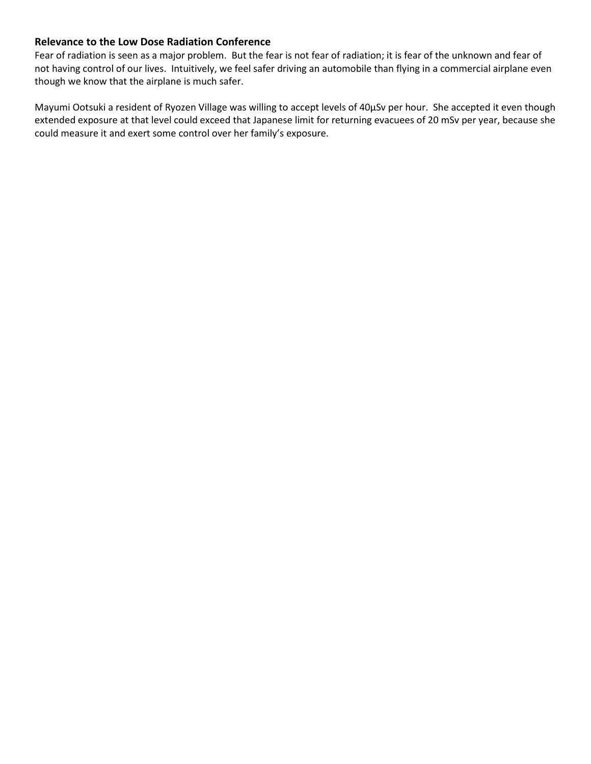**Relevance to the Low Dose Radiation Conference**

Fear of radiation is seen as a major problem. But the fear is not fear of radiation; it is fear of the unknown and fear of not having control of our lives. Intuitively, we feel safer driving an automobile than flying in a commercial airplane even though we know that the airplane is much safer.

Mayumi Ootsuki a resident of Ryozen Village was willing to accept levels of 40µSv per hour. She accepted it even though extended exposure at that level could exceed that Japanese limit for returning evacuees of 20 mSv per year, because she could measure it and exert some control over her family's exposure.